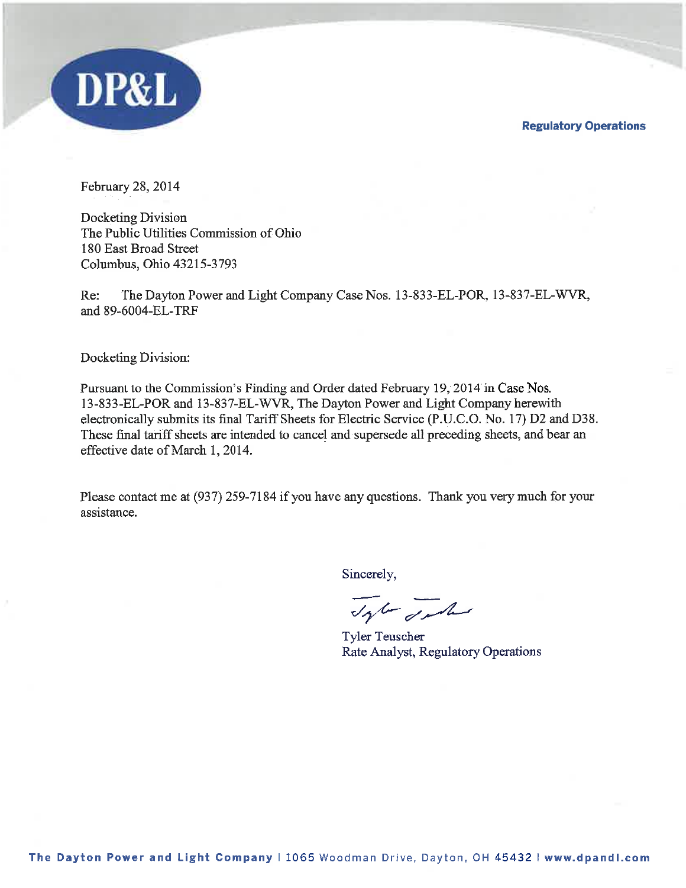DP&L

Regulatory Operations

February 28, 2014

Docketing Division
The Public Utilities Commission of Ohio
180 East Broad Street
Columbus, Ohio 43215-3793

Re: The Dayton Power and Light Company Case Nos. 13-833-EL-POR, 13-837-EL-WVR, and 89-6004-EL-TRF

Docketing Division:

Pursuant to the Commission's Finding and Order dated February 19, 2014 in Case Nos. 13-833-EL-POR and 13-837-EL-WVR, The Dayton Power and Light Company herewith electronically submits its final Tariff Sheets for Electric Service (P.U.C.O. No. 17) D2 and D38. These final tariff sheets are intended to cancel and supersede all preceding sheets, and bear an effective date of March 1, 2014.

Please contact me at (937) 259-7184 if you have any questions. Thank you very much for your assistance.

Sincerely,

Tyler Teuscher
Rate Analyst, Regulatory Operations

**The Dayton Power and Light Company** | 1065 Woodman Drive, Dayton, OH 45432 | **www.dpandl.com**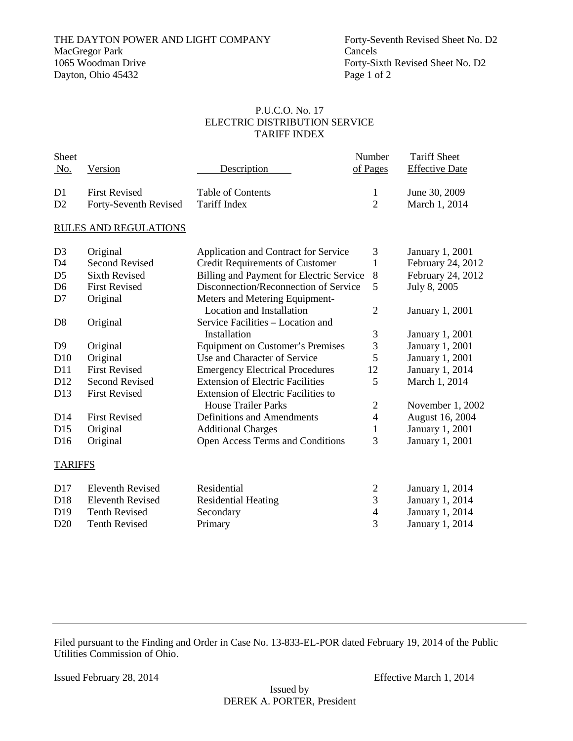THE DAYTON POWER AND LIGHT COMPANY
MacGregor Park
1065 Woodman Drive
Dayton, Ohio 45432

Forty-Seventh Revised Sheet No. D2
Cancels
Forty-Sixth Revised Sheet No. D2

P.U.C.O. No. 17
ELECTRIC DISTRIBUTION SERVICE
TARIFF INDEX

| Sheet No. | Version | Description | Number of Pages | Tariff Sheet Effective Date |
|---|---|---|---|---|
| D1 | First Revised | Table of Contents | 1 | June 30, 2009 |
| D2 | Forty-Seventh Revised | Tariff Index | 2 | March 1, 2014 |

RULES AND REGULATIONS

| Sheet No. | Version | Description | Number of Pages | Tariff Sheet Effective Date |
|---|---|---|---|---|
| D3 | Original | Application and Contract for Service | 3 | January 1, 2001 |
| D4 | Second Revised | Credit Requirements of Customer | 1 | February 24, 2012 |
| D5 | Sixth Revised | Billing and Payment for Electric Service | 8 | February 24, 2012 |
| D6 | First Revised | Disconnection/Reconnection of Service | 5 | July 8, 2005 |
| D7 | Original | Meters and Metering Equipment- Location and Installation | 2 | January 1, 2001 |
| D8 | Original | Service Facilities – Location and Installation | 3 | January 1, 2001 |
| D9 | Original | Equipment on Customer's Premises | 3 | January 1, 2001 |
| D10 | Original | Use and Character of Service | 5 | January 1, 2001 |
| D11 | First Revised | Emergency Electrical Procedures | 12 | January 1, 2014 |
| D12 | Second Revised | Extension of Electric Facilities | 5 | March 1, 2014 |
| D13 | First Revised | Extension of Electric Facilities to House Trailer Parks | 2 | November 1, 2002 |
| D14 | First Revised | Definitions and Amendments | 4 | August 16, 2004 |
| D15 | Original | Additional Charges | 1 | January 1, 2001 |
| D16 | Original | Open Access Terms and Conditions | 3 | January 1, 2001 |

TARIFFS

| Sheet No. | Version | Description | Number of Pages | Tariff Sheet Effective Date |
|---|---|---|---|---|
| D17 | Eleventh Revised | Residential | 2 | January 1, 2014 |
| D18 | Eleventh Revised | Residential Heating | 3 | January 1, 2014 |
| D19 | Tenth Revised | Secondary | 4 | January 1, 2014 |
| D20 | Tenth Revised | Primary | 3 | January 1, 2014 |

---

Filed pursuant to the Finding and Order in Case No. 13-833-EL-POR dated February 19, 2014 of the Public Utilities Commission of Ohio.

Issued February 28, 2014 Effective March 1, 2014

Issued by
DEREK A. PORTER, President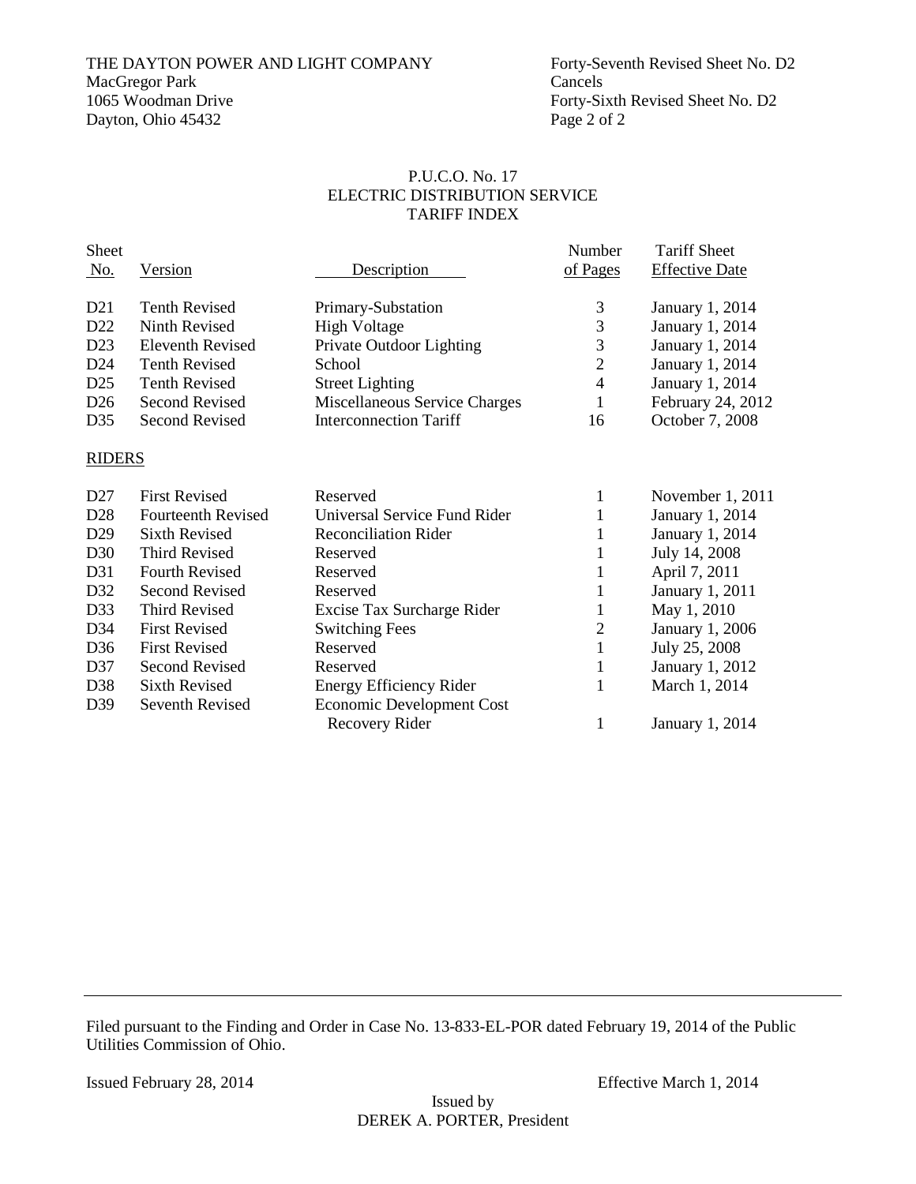THE DAYTON POWER AND LIGHT COMPANY
MacGregor Park
1065 Woodman Drive
Dayton, Ohio 45432

Forty-Seventh Revised Sheet No. D2
Cancels
Forty-Sixth Revised Sheet No. D2
Page 2 of 2

P.U.C.O. No. 17
ELECTRIC DISTRIBUTION SERVICE
TARIFF INDEX

| Sheet No. | Version | Description | Number of Pages | Tariff Sheet Effective Date |
|---|---|---|---|---|
| D21 | Tenth Revised | Primary-Substation | 3 | January 1, 2014 |
| D22 | Ninth Revised | High Voltage | 3 | January 1, 2014 |
| D23 | Eleventh Revised | Private Outdoor Lighting | 3 | January 1, 2014 |
| D24 | Tenth Revised | School | 2 | January 1, 2014 |
| D25 | Tenth Revised | Street Lighting | 4 | January 1, 2014 |
| D26 | Second Revised | Miscellaneous Service Charges | 1 | February 24, 2012 |
| D35 | Second Revised | Interconnection Tariff | 16 | October 7, 2008 |

RIDERS

| Sheet No. | Version | Description | Number of Pages | Tariff Sheet Effective Date |
|---|---|---|---|---|
| D27 | First Revised | Reserved | 1 | November 1, 2011 |
| D28 | Fourteenth Revised | Universal Service Fund Rider | 1 | January 1, 2014 |
| D29 | Sixth Revised | Reconciliation Rider | 1 | January 1, 2014 |
| D30 | Third Revised | Reserved | 1 | July 14, 2008 |
| D31 | Fourth Revised | Reserved | 1 | April 7, 2011 |
| D32 | Second Revised | Reserved | 1 | January 1, 2011 |
| D33 | Third Revised | Excise Tax Surcharge Rider | 1 | May 1, 2010 |
| D34 | First Revised | Switching Fees | 2 | January 1, 2006 |
| D36 | First Revised | Reserved | 1 | July 25, 2008 |
| D37 | Second Revised | Reserved | 1 | January 1, 2012 |
| D38 | Sixth Revised | Energy Efficiency Rider | 1 | March 1, 2014 |
| D39 | Seventh Revised | Economic Development Cost Recovery Rider | 1 | January 1, 2014 |

Filed pursuant to the Finding and Order in Case No. 13-833-EL-POR dated February 19, 2014 of the Public Utilities Commission of Ohio.

Issued February 28, 2014 Effective March 1, 2014

Issued by
DEREK A. PORTER, President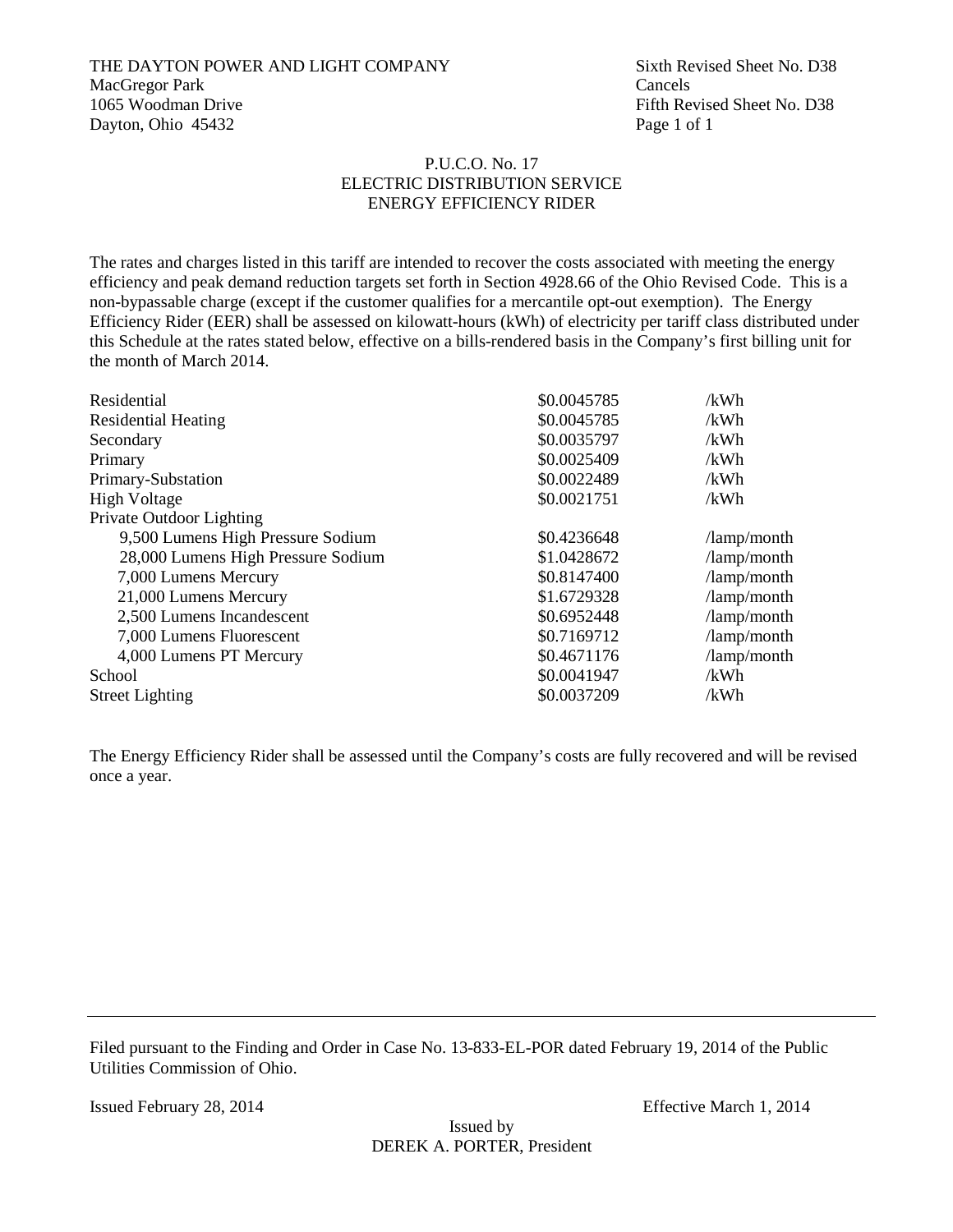THE DAYTON POWER AND LIGHT COMPANY
MacGregor Park
1065 Woodman Drive
Dayton, Ohio 45432

Sixth Revised Sheet No. D38
Cancels
Fifth Revised Sheet No. D38
Page 1 of 1

P.U.C.O. No. 17
ELECTRIC DISTRIBUTION SERVICE
ENERGY EFFICIENCY RIDER

The rates and charges listed in this tariff are intended to recover the costs associated with meeting the energy efficiency and peak demand reduction targets set forth in Section 4928.66 of the Ohio Revised Code. This is a non-bypassable charge (except if the customer qualifies for a mercantile opt-out exemption). The Energy Efficiency Rider (EER) shall be assessed on kilowatt-hours (kWh) of electricity per tariff class distributed under this Schedule at the rates stated below, effective on a bills-rendered basis in the Company's first billing unit for the month of March 2014.

| | | |
|---|---|---|
| Residential | $0.0045785 | /kWh |
| Residential Heating | $0.0045785 | /kWh |
| Secondary | $0.0035797 | /kWh |
| Primary | $0.0025409 | /kWh |
| Primary-Substation | $0.0022489 | /kWh |
| High Voltage | $0.0021751 | /kWh |
| Private Outdoor Lighting | | |
| 9,500 Lumens High Pressure Sodium | $0.4236648 | /lamp/month |
| 28,000 Lumens High Pressure Sodium | $1.0428672 | /lamp/month |
| 7,000 Lumens Mercury | $0.8147400 | /lamp/month |
| 21,000 Lumens Mercury | $1.6729328 | /lamp/month |
| 2,500 Lumens Incandescent | $0.6952448 | /lamp/month |
| 7,000 Lumens Fluorescent | $0.7169712 | /lamp/month |
| 4,000 Lumens PT Mercury | $0.4671176 | /lamp/month |
| School | $0.0041947 | /kWh |
| Street Lighting | $0.0037209 | /kWh |

The Energy Efficiency Rider shall be assessed until the Company's costs are fully recovered and will be revised once a year.

Filed pursuant to the Finding and Order in Case No. 13-833-EL-POR dated February 19, 2014 of the Public Utilities Commission of Ohio.

Issued February 28, 2014

Effective March 1, 2014

Issued by
DEREK A. PORTER, President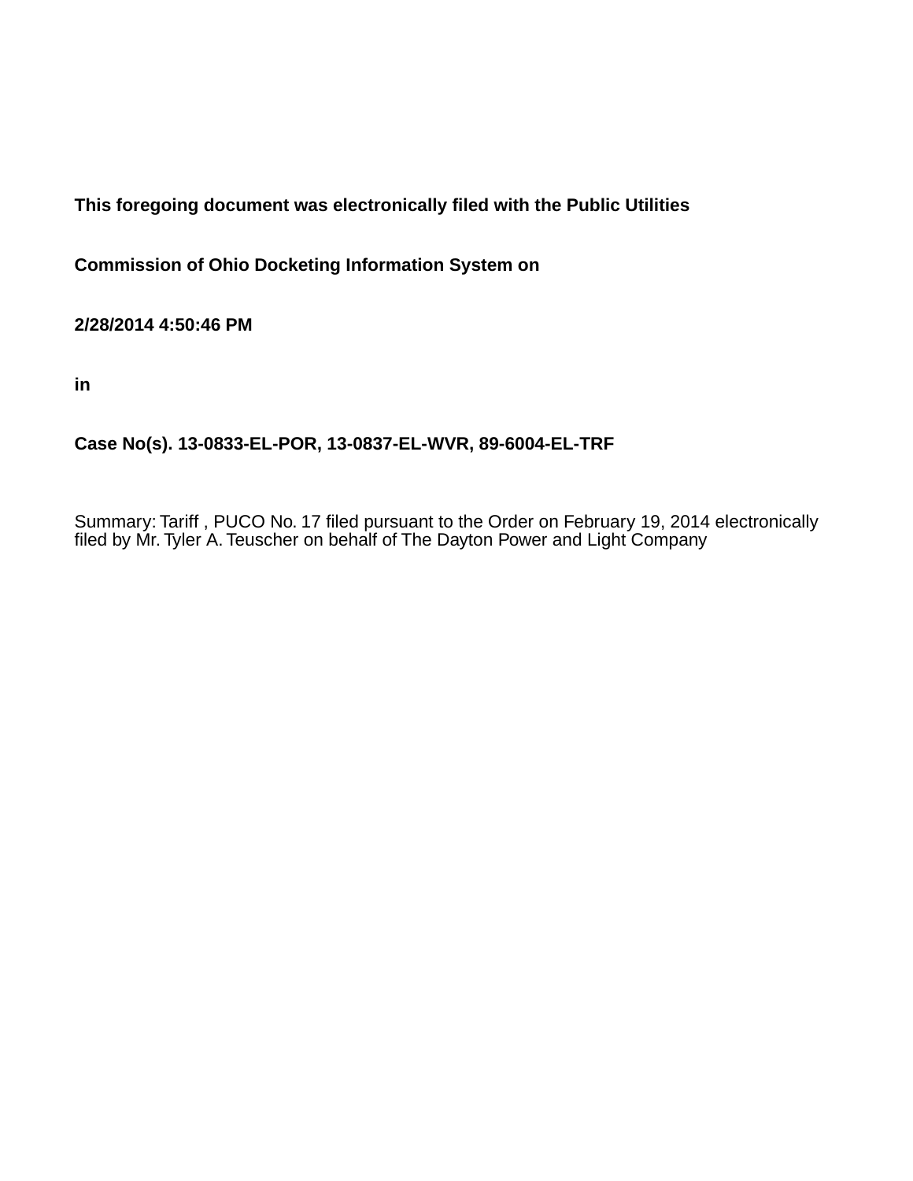**This foregoing document was electronically filed with the Public Utilities**

**Commission of Ohio Docketing Information System on**

**2/28/2014 4:50:46 PM**

**in**

**Case No(s). 13-0833-EL-POR, 13-0837-EL-WVR, 89-6004-EL-TRF**

Summary: Tariff , PUCO No. 17 filed pursuant to the Order on February 19, 2014 electronically filed by Mr. Tyler A. Teuscher on behalf of The Dayton Power and Light Company